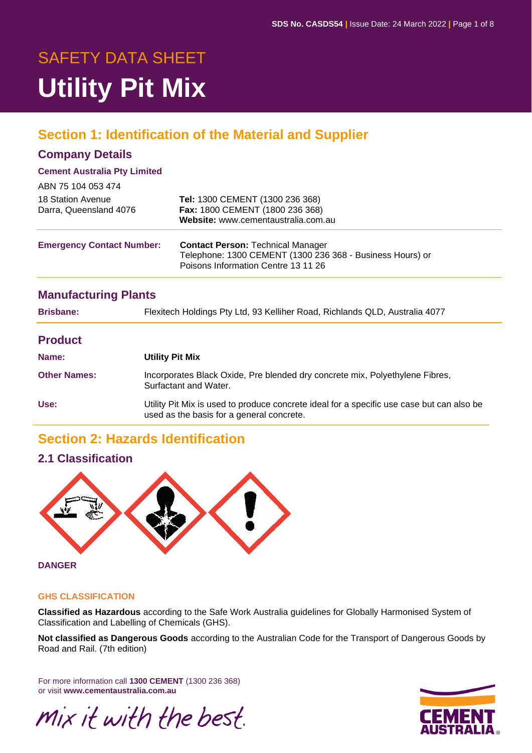# SAFETY DATA SHEET

# Utility Pit Mix

## Section 1: Identification of the Material and Supplier

### Company Details

**Cement Australia Pty Limited**

ABN 75 104 053 474

18 Station Avenue
Darra, Queensland 4076

**Tel:** 1300 CEMENT (1300 236 368)
**Fax:** 1800 CEMENT (1800 236 368)
**Website:** www.cementaustralia.com.au

**Emergency Contact Number:**

**Contact Person:** Technical Manager
Telephone: 1300 CEMENT (1300 236 368 - Business Hours) or
Poisons Information Centre 13 11 26

### Manufacturing Plants

**Brisbane:** Flexitech Holdings Pty Ltd, 93 Kelliher Road, Richlands QLD, Australia 4077

### Product

**Name:** **Utility Pit Mix**

**Other Names:** Incorporates Black Oxide, Pre blended dry concrete mix, Polyethylene Fibres, Surfactant and Water.

**Use:** Utility Pit Mix is used to produce concrete ideal for a specific use case but can also be used as the basis for a general concrete.

## Section 2: Hazards Identification

### 2.1 Classification

**DANGER**

**GHS CLASSIFICATION**

**Classified as Hazardous** according to the Safe Work Australia guidelines for Globally Harmonised System of Classification and Labelling of Chemicals (GHS).

**Not classified as Dangerous Goods** according to the Australian Code for the Transport of Dangerous Goods by Road and Rail. (7th edition)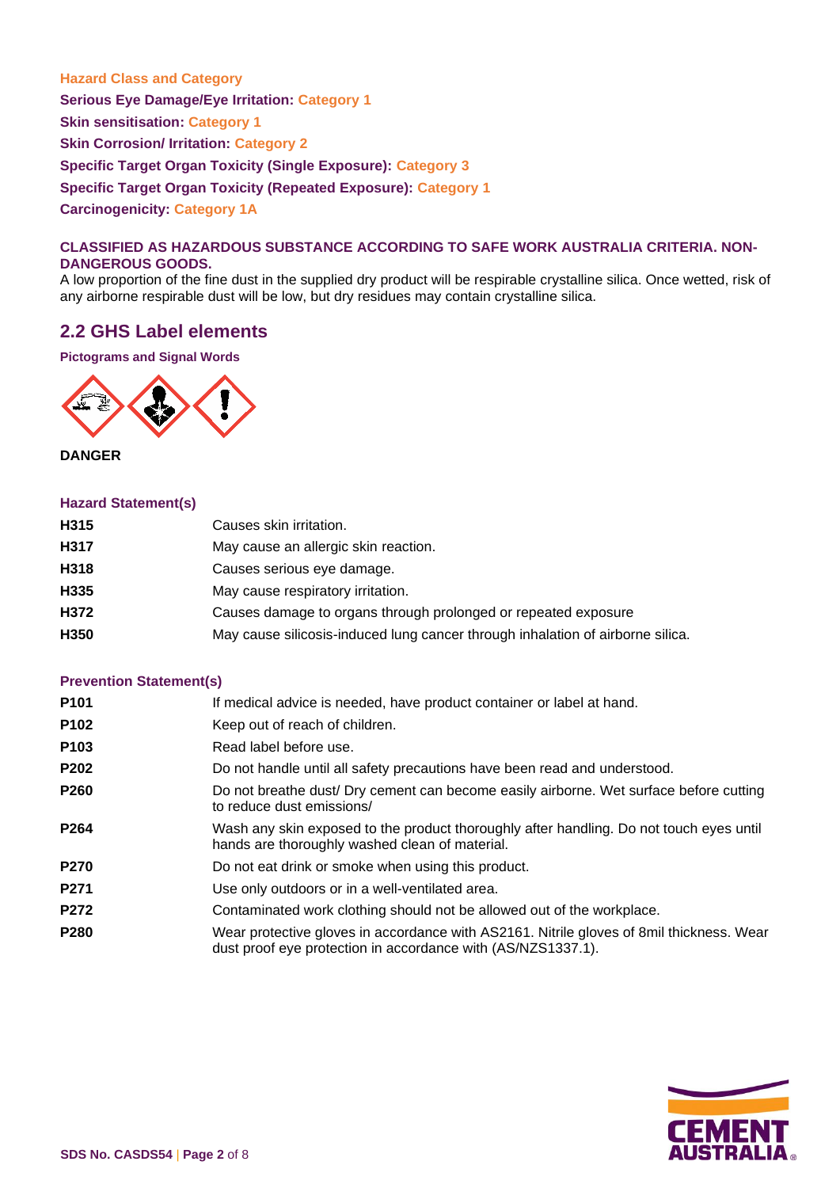**Hazard Class and Category**

**Serious Eye Damage/Eye Irritation:** Category 1

**Skin sensitisation:** Category 1

**Skin Corrosion/ Irritation:** Category 2

**Specific Target Organ Toxicity (Single Exposure):** Category 3

**Specific Target Organ Toxicity (Repeated Exposure):** Category 1

**Carcinogenicity:** Category 1A

**CLASSIFIED AS HAZARDOUS SUBSTANCE ACCORDING TO SAFE WORK AUSTRALIA CRITERIA. NON-DANGEROUS GOODS.**

A low proportion of the fine dust in the supplied dry product will be respirable crystalline silica. Once wetted, risk of any airborne respirable dust will be low, but dry residues may contain crystalline silica.

## 2.2 GHS Label elements

**Pictograms and Signal Words**

**DANGER**

**Hazard Statement(s)**

| | |
|---|---|
| **H315** | Causes skin irritation. |
| **H317** | May cause an allergic skin reaction. |
| **H318** | Causes serious eye damage. |
| **H335** | May cause respiratory irritation. |
| **H372** | Causes damage to organs through prolonged or repeated exposure |
| **H350** | May cause silicosis-induced lung cancer through inhalation of airborne silica. |

**Prevention Statement(s)**

| | |
|---|---|
| **P101** | If medical advice is needed, have product container or label at hand. |
| **P102** | Keep out of reach of children. |
| **P103** | Read label before use. |
| **P202** | Do not handle until all safety precautions have been read and understood. |
| **P260** | Do not breathe dust/ Dry cement can become easily airborne. Wet surface before cutting to reduce dust emissions/ |
| **P264** | Wash any skin exposed to the product thoroughly after handling. Do not touch eyes until hands are thoroughly washed clean of material. |
| **P270** | Do not eat drink or smoke when using this product. |
| **P271** | Use only outdoors or in a well-ventilated area. |
| **P272** | Contaminated work clothing should not be allowed out of the workplace. |
| **P280** | Wear protective gloves in accordance with AS2161. Nitrile gloves of 8mil thickness. Wear dust proof eye protection in accordance with (AS/NZS1337.1). |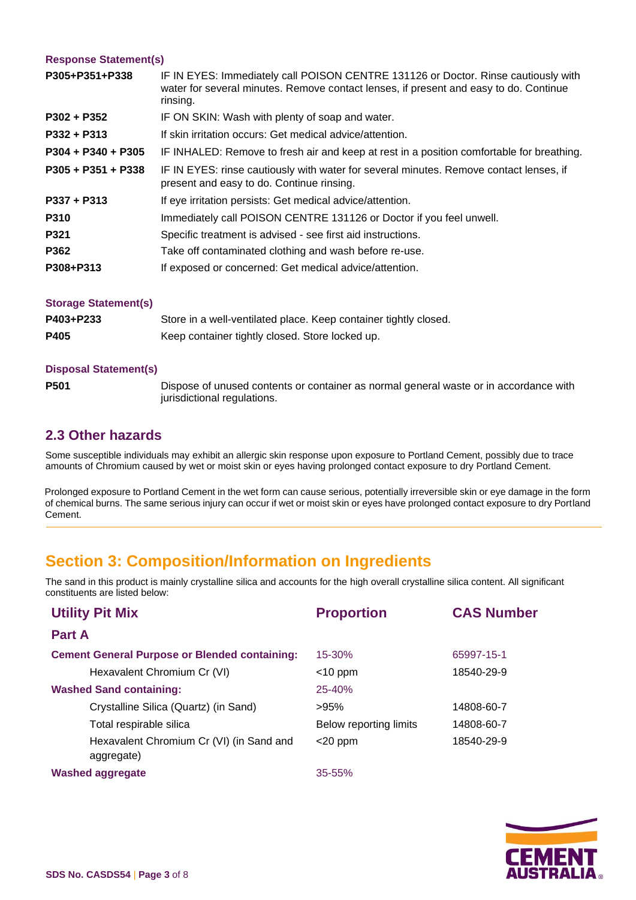**Response Statement(s)**

| | |
|---|---|
| **P305+P351+P338** | IF IN EYES: Immediately call POISON CENTRE 131126 or Doctor. Rinse cautiously with water for several minutes. Remove contact lenses, if present and easy to do. Continue rinsing. |
| **P302 + P352** | IF ON SKIN: Wash with plenty of soap and water. |
| **P332 + P313** | If skin irritation occurs: Get medical advice/attention. |
| **P304 + P340 + P305** | IF INHALED: Remove to fresh air and keep at rest in a position comfortable for breathing. |
| **P305 + P351 + P338** | IF IN EYES: rinse cautiously with water for several minutes. Remove contact lenses, if present and easy to do. Continue rinsing. |
| **P337 + P313** | If eye irritation persists: Get medical advice/attention. |
| **P310** | Immediately call POISON CENTRE 131126 or Doctor if you feel unwell. |
| **P321** | Specific treatment is advised - see first aid instructions. |
| **P362** | Take off contaminated clothing and wash before re-use. |
| **P308+P313** | If exposed or concerned: Get medical advice/attention. |

**Storage Statement(s)**

| | |
|---|---|
| **P403+P233** | Store in a well-ventilated place. Keep container tightly closed. |
| **P405** | Keep container tightly closed. Store locked up. |

**Disposal Statement(s)**

| | |
|---|---|
| **P501** | Dispose of unused contents or container as normal general waste or in accordance with jurisdictional regulations. |

## 2.3 Other hazards

Some susceptible individuals may exhibit an allergic skin response upon exposure to Portland Cement, possibly due to trace amounts of Chromium caused by wet or moist skin or eyes having prolonged contact exposure to dry Portland Cement.

Prolonged exposure to Portland Cement in the wet form can cause serious, potentially irreversible skin or eye damage in the form of chemical burns. The same serious injury can occur if wet or moist skin or eyes have prolonged contact exposure to dry Portland Cement.

# Section 3: Composition/Information on Ingredients

The sand in this product is mainly crystalline silica and accounts for the high overall crystalline silica content. All significant constituents are listed below:

| Utility Pit Mix | Proportion | CAS Number |
|---|---|---|
| **Part A** | | |
| **Cement General Purpose or Blended containing:** | 15-30% | 65997-15-1 |
| Hexavalent Chromium Cr (VI) | <10 ppm | 18540-29-9 |
| **Washed Sand containing:** | 25-40% | |
| Crystalline Silica (Quartz) (in Sand) | >95% | 14808-60-7 |
| Total respirable silica | Below reporting limits | 14808-60-7 |
| Hexavalent Chromium Cr (VI) (in Sand and aggregate) | <20 ppm | 18540-29-9 |
| **Washed aggregate** | 35-55% | |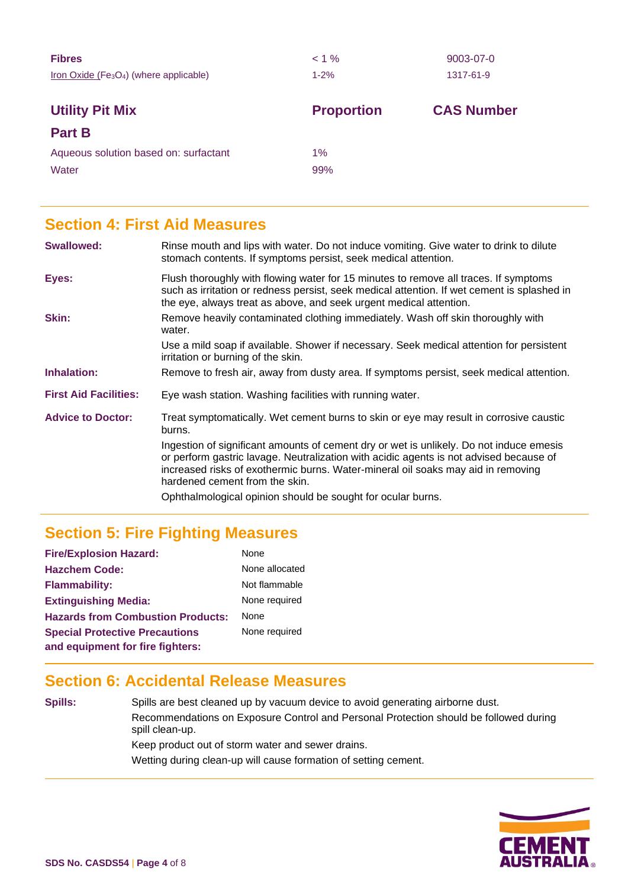| | | |
|---|---|---|
| **Fibres** | < 1 % | 9003-07-0 |
| Iron Oxide ($Fe_3O_4$) (where applicable) | 1-2% | 1317-61-9 |

| Utility Pit Mix Part B | Proportion | CAS Number |
|---|---|---|
| Aqueous solution based on: surfactant | 1% | |
| Water | 99% | |

## Section 4: First Aid Measures

**Swallowed:** Rinse mouth and lips with water. Do not induce vomiting. Give water to drink to dilute stomach contents. If symptoms persist, seek medical attention.

**Eyes:** Flush thoroughly with flowing water for 15 minutes to remove all traces. If symptoms such as irritation or redness persist, seek medical attention. If wet cement is splashed in the eye, always treat as above, and seek urgent medical attention.

**Skin:** Remove heavily contaminated clothing immediately. Wash off skin thoroughly with water.

Use a mild soap if available. Shower if necessary. Seek medical attention for persistent irritation or burning of the skin.

**Inhalation:** Remove to fresh air, away from dusty area. If symptoms persist, seek medical attention.

**First Aid Facilities:** Eye wash station. Washing facilities with running water.

**Advice to Doctor:** Treat symptomatically. Wet cement burns to skin or eye may result in corrosive caustic burns.

Ingestion of significant amounts of cement dry or wet is unlikely. Do not induce emesis or perform gastric lavage. Neutralization with acidic agents is not advised because of increased risks of exothermic burns. Water-mineral oil soaks may aid in removing hardened cement from the skin.

Ophthalmological opinion should be sought for ocular burns.

## Section 5: Fire Fighting Measures

| | |
|---|---|
| **Fire/Explosion Hazard:** | None |
| **Hazchem Code:** | None allocated |
| **Flammability:** | Not flammable |
| **Extinguishing Media:** | None required |
| **Hazards from Combustion Products:** | None |
| **Special Protective Precautions and equipment for fire fighters:** | None required |

## Section 6: Accidental Release Measures

**Spills:** Spills are best cleaned up by vacuum device to avoid generating airborne dust.

Recommendations on Exposure Control and Personal Protection should be followed during spill clean-up.

Keep product out of storm water and sewer drains.

Wetting during clean-up will cause formation of setting cement.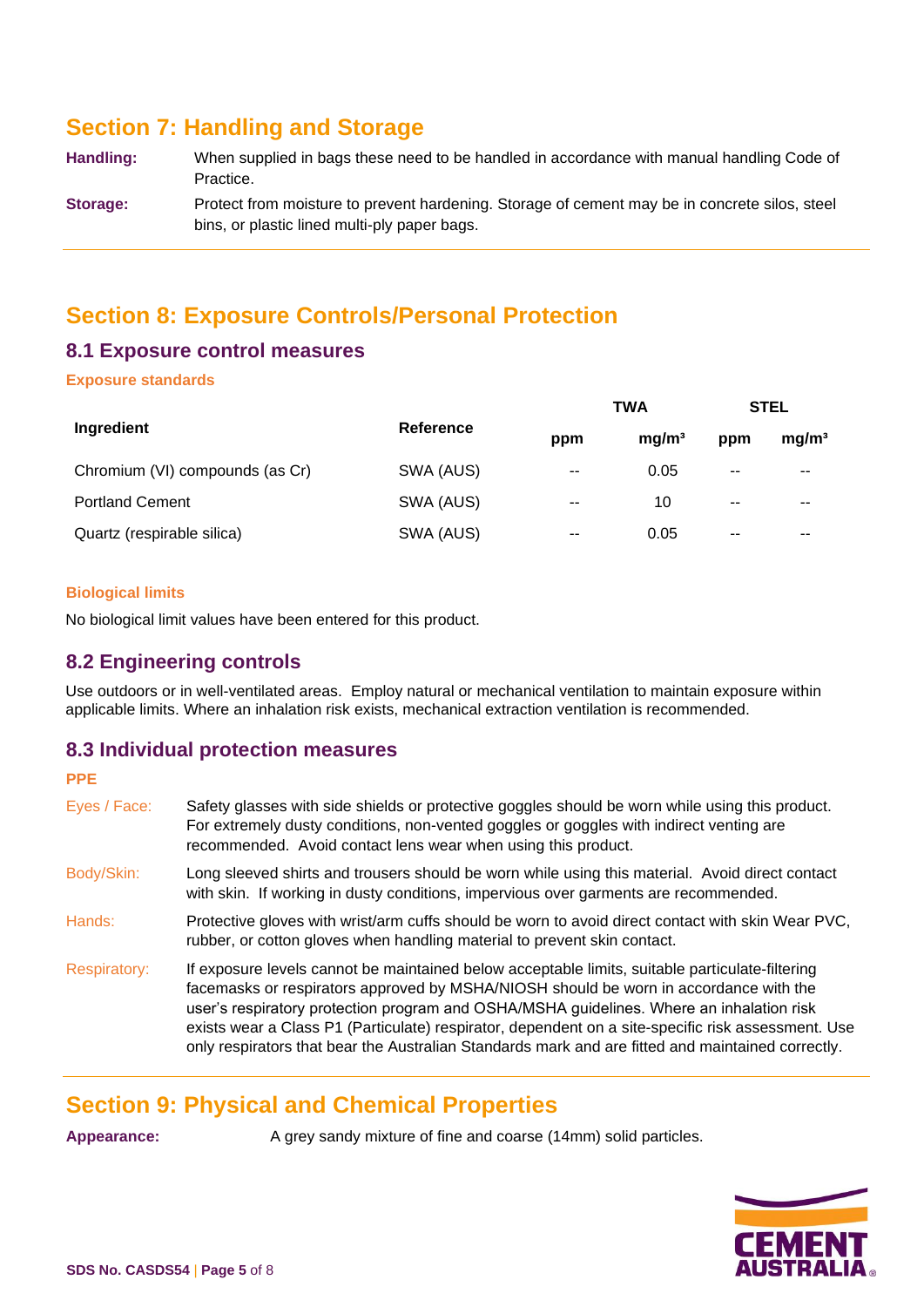## Section 7: Handling and Storage

**Handling:** When supplied in bags these need to be handled in accordance with manual handling Code of Practice.

**Storage:** Protect from moisture to prevent hardening. Storage of cement may be in concrete silos, steel bins, or plastic lined multi-ply paper bags.

## Section 8: Exposure Controls/Personal Protection

### 8.1 Exposure control measures

**Exposure standards**

| Ingredient | Reference | TWA | | STEL | |
|---|---|---|---|---|---|
| | | ppm | mg/m³ | ppm | mg/m³ |
| Chromium (VI) compounds (as Cr) | SWA (AUS) | -- | 0.05 | -- | -- |
| Portland Cement | SWA (AUS) | -- | 10 | -- | -- |
| Quartz (respirable silica) | SWA (AUS) | -- | 0.05 | -- | -- |

**Biological limits**

No biological limit values have been entered for this product.

### 8.2 Engineering controls

Use outdoors or in well-ventilated areas. Employ natural or mechanical ventilation to maintain exposure within applicable limits. Where an inhalation risk exists, mechanical extraction ventilation is recommended.

### 8.3 Individual protection measures

**PPE**

Eyes / Face: Safety glasses with side shields or protective goggles should be worn while using this product. For extremely dusty conditions, non-vented goggles or goggles with indirect venting are recommended. Avoid contact lens wear when using this product.

Body/Skin: Long sleeved shirts and trousers should be worn while using this material. Avoid direct contact with skin. If working in dusty conditions, impervious over garments are recommended.

Hands: Protective gloves with wrist/arm cuffs should be worn to avoid direct contact with skin Wear PVC, rubber, or cotton gloves when handling material to prevent skin contact.

Respiratory: If exposure levels cannot be maintained below acceptable limits, suitable particulate-filtering facemasks or respirators approved by MSHA/NIOSH should be worn in accordance with the user's respiratory protection program and OSHA/MSHA guidelines. Where an inhalation risk exists wear a Class P1 (Particulate) respirator, dependent on a site-specific risk assessment. Use only respirators that bear the Australian Standards mark and are fitted and maintained correctly.

## Section 9: Physical and Chemical Properties

**Appearance:** A grey sandy mixture of fine and coarse (14mm) solid particles.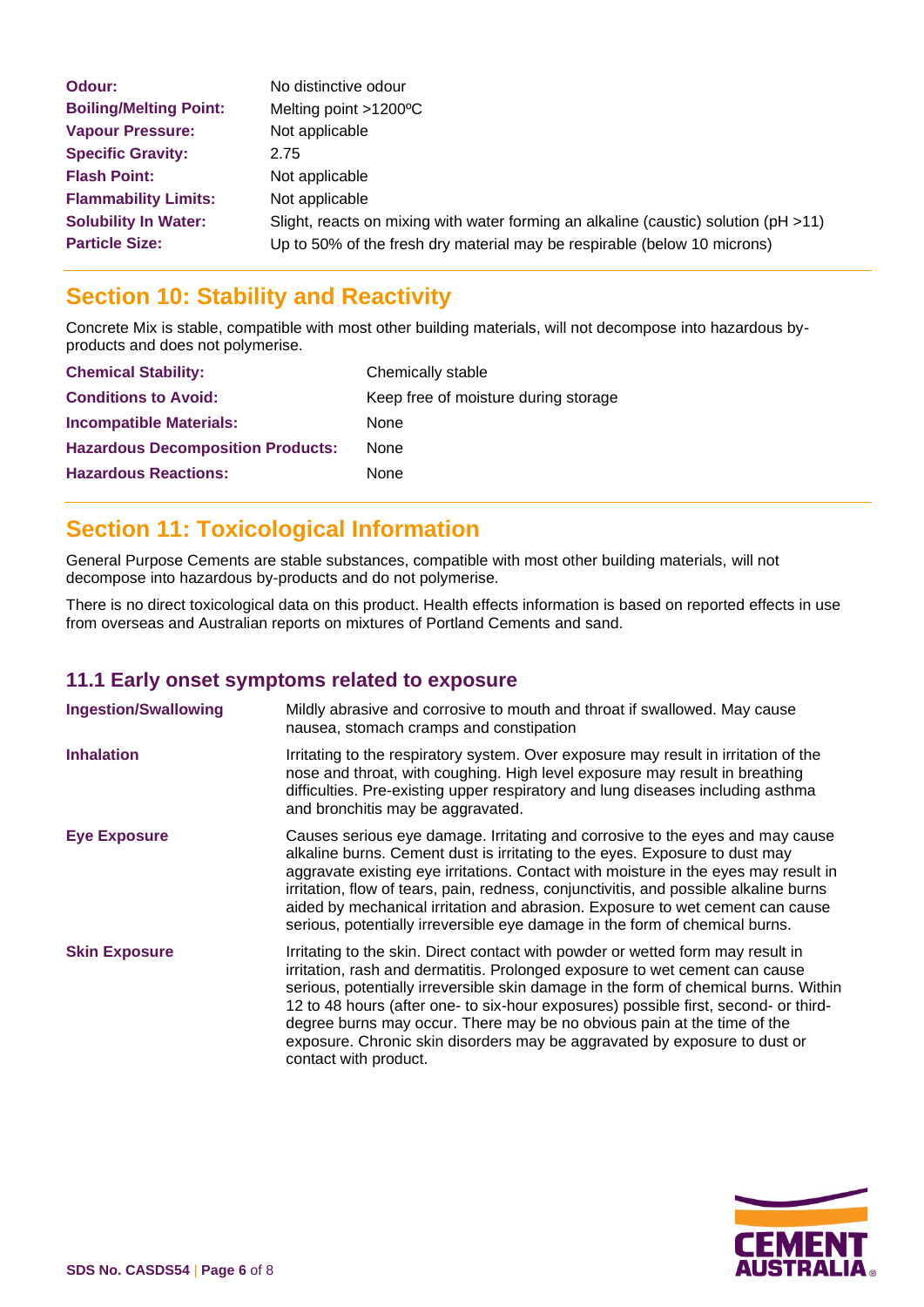| | |
|---|---|
| **Odour:** | No distinctive odour |
| **Boiling/Melting Point:** | Melting point >1200ºC |
| **Vapour Pressure:** | Not applicable |
| **Specific Gravity:** | 2.75 |
| **Flash Point:** | Not applicable |
| **Flammability Limits:** | Not applicable |
| **Solubility In Water:** | Slight, reacts on mixing with water forming an alkaline (caustic) solution (pH >11) |
| **Particle Size:** | Up to 50% of the fresh dry material may be respirable (below 10 microns) |

## Section 10: Stability and Reactivity

Concrete Mix is stable, compatible with most other building materials, will not decompose into hazardous by-products and does not polymerise.

| | |
|---|---|
| **Chemical Stability:** | Chemically stable |
| **Conditions to Avoid:** | Keep free of moisture during storage |
| **Incompatible Materials:** | None |
| **Hazardous Decomposition Products:** | None |
| **Hazardous Reactions:** | None |

## Section 11: Toxicological Information

General Purpose Cements are stable substances, compatible with most other building materials, will not decompose into hazardous by-products and do not polymerise.

There is no direct toxicological data on this product. Health effects information is based on reported effects in use from overseas and Australian reports on mixtures of Portland Cements and sand.

### 11.1 Early onset symptoms related to exposure

| | |
|---|---|
| **Ingestion/Swallowing** | Mildly abrasive and corrosive to mouth and throat if swallowed. May cause nausea, stomach cramps and constipation |
| **Inhalation** | Irritating to the respiratory system. Over exposure may result in irritation of the nose and throat, with coughing. High level exposure may result in breathing difficulties. Pre-existing upper respiratory and lung diseases including asthma and bronchitis may be aggravated. |
| **Eye Exposure** | Causes serious eye damage. Irritating and corrosive to the eyes and may cause alkaline burns. Cement dust is irritating to the eyes. Exposure to dust may aggravate existing eye irritations. Contact with moisture in the eyes may result in irritation, flow of tears, pain, redness, conjunctivitis, and possible alkaline burns aided by mechanical irritation and abrasion. Exposure to wet cement can cause serious, potentially irreversible eye damage in the form of chemical burns. |
| **Skin Exposure** | Irritating to the skin. Direct contact with powder or wetted form may result in irritation, rash and dermatitis. Prolonged exposure to wet cement can cause serious, potentially irreversible skin damage in the form of chemical burns. Within 12 to 48 hours (after one- to six-hour exposures) possible first, second- or third-degree burns may occur. There may be no obvious pain at the time of the exposure. Chronic skin disorders may be aggravated by exposure to dust or contact with product. |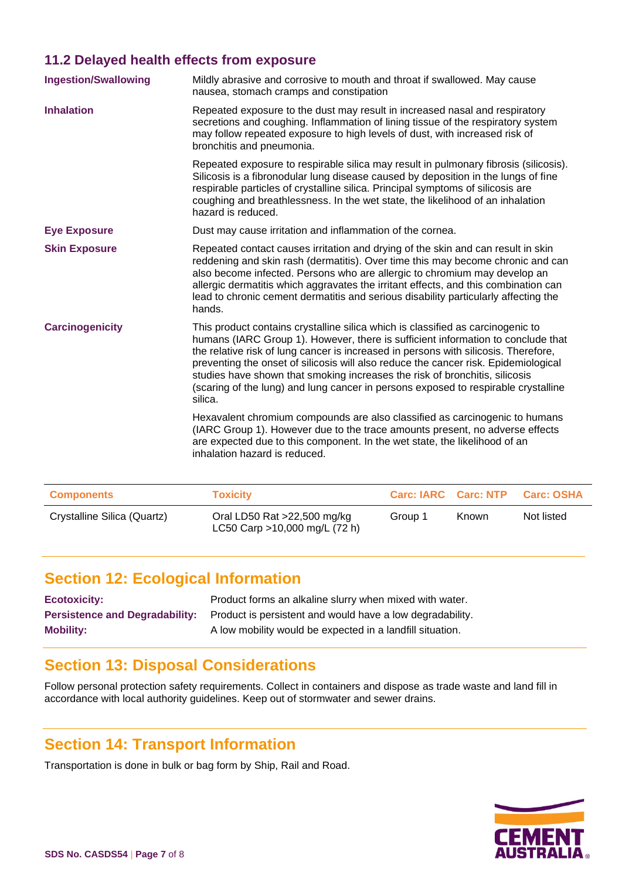### 11.2 Delayed health effects from exposure

**Ingestion/Swallowing**

Mildly abrasive and corrosive to mouth and throat if swallowed. May cause nausea, stomach cramps and constipation

**Inhalation**

Repeated exposure to the dust may result in increased nasal and respiratory secretions and coughing. Inflammation of lining tissue of the respiratory system may follow repeated exposure to high levels of dust, with increased risk of bronchitis and pneumonia.

Repeated exposure to respirable silica may result in pulmonary fibrosis (silicosis). Silicosis is a fibronodular lung disease caused by deposition in the lungs of fine respirable particles of crystalline silica. Principal symptoms of silicosis are coughing and breathlessness. In the wet state, the likelihood of an inhalation hazard is reduced.

**Eye Exposure**

Dust may cause irritation and inflammation of the cornea.

**Skin Exposure**

Repeated contact causes irritation and drying of the skin and can result in skin reddening and skin rash (dermatitis). Over time this may become chronic and can also become infected. Persons who are allergic to chromium may develop an allergic dermatitis which aggravates the irritant effects, and this combination can lead to chronic cement dermatitis and serious disability particularly affecting the hands.

**Carcinogenicity**

This product contains crystalline silica which is classified as carcinogenic to humans (IARC Group 1). However, there is sufficient information to conclude that the relative risk of lung cancer is increased in persons with silicosis. Therefore, preventing the onset of silicosis will also reduce the cancer risk. Epidemiological studies have shown that smoking increases the risk of bronchitis, silicosis (scaring of the lung) and lung cancer in persons exposed to respirable crystalline silica.

Hexavalent chromium compounds are also classified as carcinogenic to humans (IARC Group 1). However due to the trace amounts present, no adverse effects are expected due to this component. In the wet state, the likelihood of an inhalation hazard is reduced.

| Components | Toxicity | Carc: IARC | Carc: NTP | Carc: OSHA |
|---|---|---|---|---|
| Crystalline Silica (Quartz) | Oral LD50 Rat >22,500 mg/kg<br>LC50 Carp >10,000 mg/L (72 h) | Group 1 | Known | Not listed |

## Section 12: Ecological Information

**Ecotoxicity:** Product forms an alkaline slurry when mixed with water.

**Persistence and Degradability:** Product is persistent and would have a low degradability.

**Mobility:** A low mobility would be expected in a landfill situation.

## Section 13: Disposal Considerations

Follow personal protection safety requirements. Collect in containers and dispose as trade waste and land fill in accordance with local authority guidelines. Keep out of stormwater and sewer drains.

## Section 14: Transport Information

Transportation is done in bulk or bag form by Ship, Rail and Road.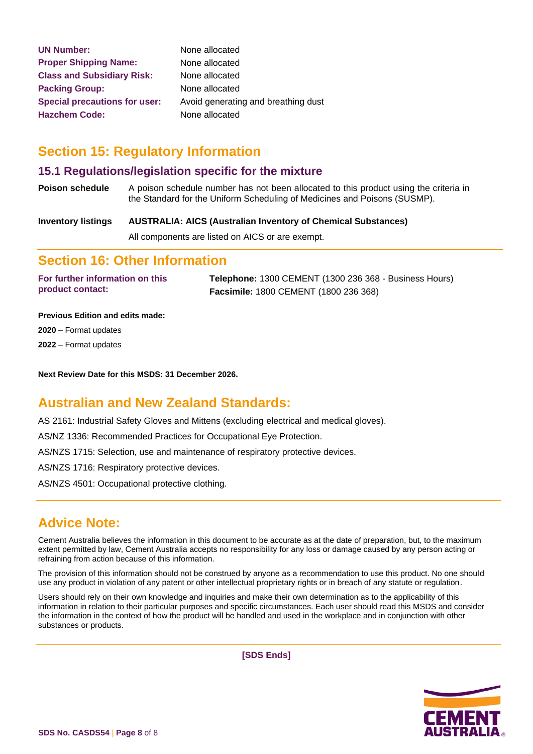| | |
|---|---|
| **UN Number:** | None allocated |
| **Proper Shipping Name:** | None allocated |
| **Class and Subsidiary Risk:** | None allocated |
| **Packing Group:** | None allocated |
| **Special precautions for user:** | Avoid generating and breathing dust |
| **Hazchem Code:** | None allocated |

## Section 15: Regulatory Information

### 15.1 Regulations/legislation specific for the mixture

**Poison schedule** A poison schedule number has not been allocated to this product using the criteria in the Standard for the Uniform Scheduling of Medicines and Poisons (SUSMP).

**Inventory listings** **AUSTRALIA: AICS (Australian Inventory of Chemical Substances)**

All components are listed on AICS or are exempt.

## Section 16: Other Information

**For further information on this product contact:**

**Telephone:** 1300 CEMENT (1300 236 368 - Business Hours)
**Facsimile:** 1800 CEMENT (1800 236 368)

**Previous Edition and edits made:**

**2020** – Format updates

**2022** – Format updates

**Next Review Date for this MSDS: 31 December 2026.**

## Australian and New Zealand Standards:

AS 2161: Industrial Safety Gloves and Mittens (excluding electrical and medical gloves).

AS/NZ 1336: Recommended Practices for Occupational Eye Protection.

AS/NZS 1715: Selection, use and maintenance of respiratory protective devices.

AS/NZS 1716: Respiratory protective devices.

AS/NZS 4501: Occupational protective clothing.

## Advice Note:

Cement Australia believes the information in this document to be accurate as at the date of preparation, but, to the maximum extent permitted by law, Cement Australia accepts no responsibility for any loss or damage caused by any person acting or refraining from action because of this information.

The provision of this information should not be construed by anyone as a recommendation to use this product. No one should use any product in violation of any patent or other intellectual proprietary rights or in breach of any statute or regulation.

Users should rely on their own knowledge and inquiries and make their own determination as to the applicability of this information in relation to their particular purposes and specific circumstances. Each user should read this MSDS and consider the information in the context of how the product will be handled and used in the workplace and in conjunction with other substances or products.

**[SDS Ends]**